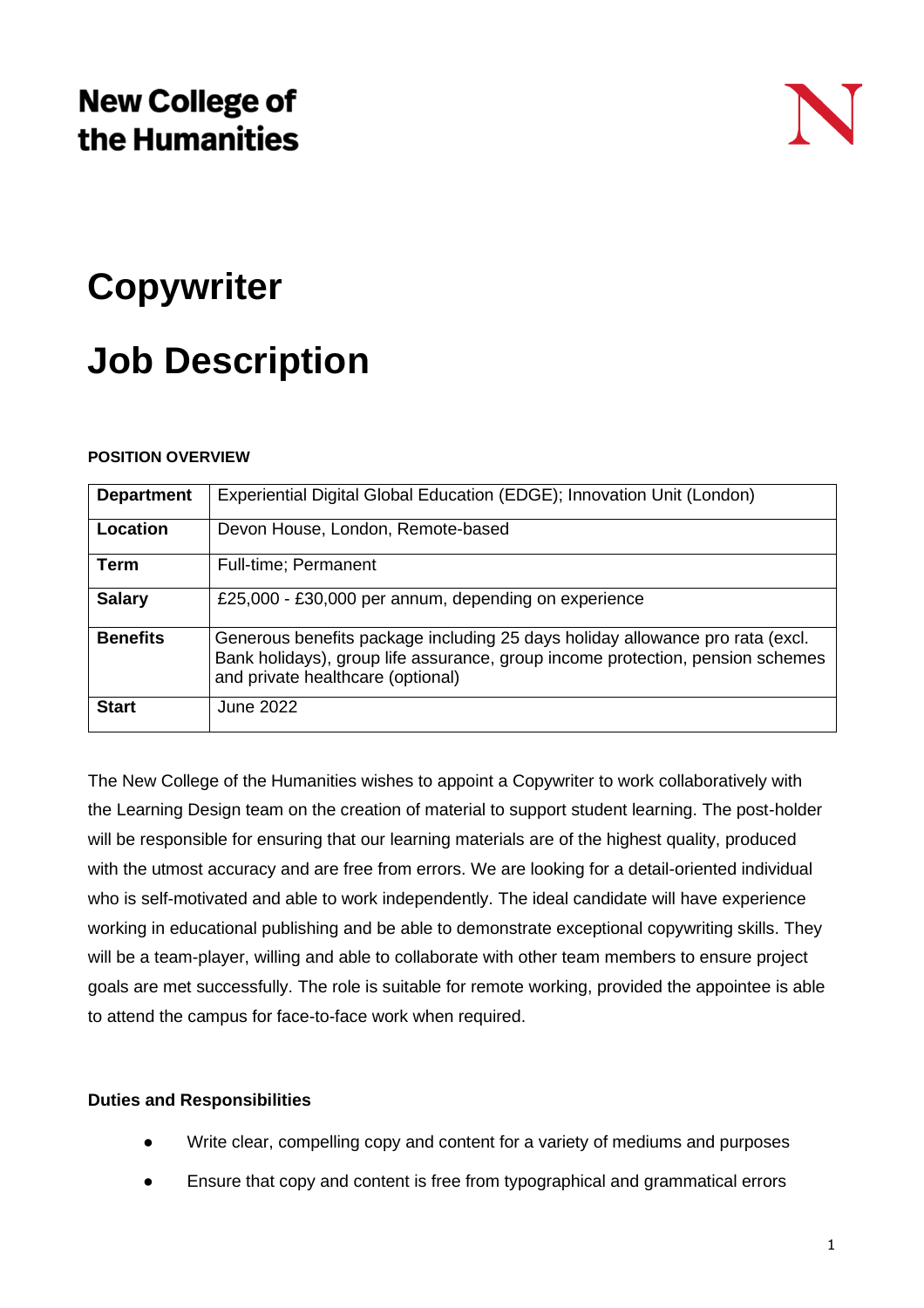**New College of the Humanities**

# Copywriter

# Job Description

**POSITION OVERVIEW**

| | |
|---|---|
| **Department** | Experiential Digital Global Education (EDGE); Innovation Unit (London) |
| **Location** | Devon House, London, Remote-based |
| **Term** | Full-time; Permanent |
| **Salary** | £25,000 - £30,000 per annum, depending on experience |
| **Benefits** | Generous benefits package including 25 days holiday allowance pro rata (excl. Bank holidays), group life assurance, group income protection, pension schemes and private healthcare (optional) |
| **Start** | June 2022 |

The New College of the Humanities wishes to appoint a Copywriter to work collaboratively with the Learning Design team on the creation of material to support student learning. The post-holder will be responsible for ensuring that our learning materials are of the highest quality, produced with the utmost accuracy and are free from errors. We are looking for a detail-oriented individual who is self-motivated and able to work independently. The ideal candidate will have experience working in educational publishing and be able to demonstrate exceptional copywriting skills. They will be a team-player, willing and able to collaborate with other team members to ensure project goals are met successfully. The role is suitable for remote working, provided the appointee is able to attend the campus for face-to-face work when required.

**Duties and Responsibilities**

- Write clear, compelling copy and content for a variety of mediums and purposes
- Ensure that copy and content is free from typographical and grammatical errors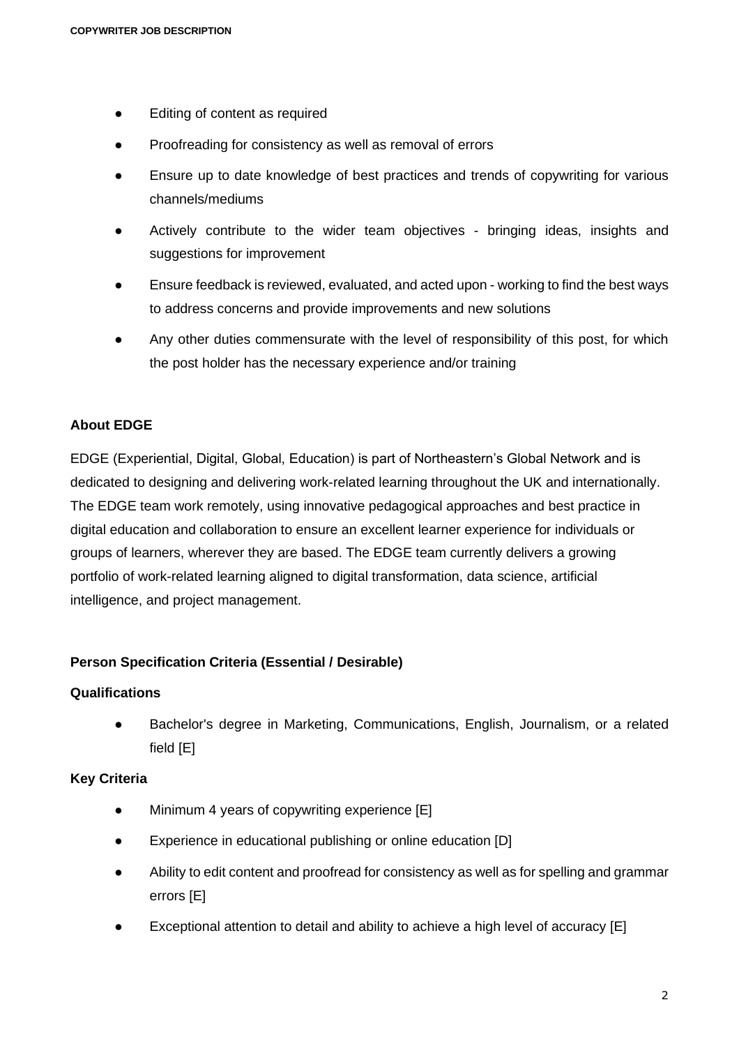- Editing of content as required
- Proofreading for consistency as well as removal of errors
- Ensure up to date knowledge of best practices and trends of copywriting for various channels/mediums
- Actively contribute to the wider team objectives - bringing ideas, insights and suggestions for improvement
- Ensure feedback is reviewed, evaluated, and acted upon - working to find the best ways to address concerns and provide improvements and new solutions
- Any other duties commensurate with the level of responsibility of this post, for which the post holder has the necessary experience and/or training

**About EDGE**

EDGE (Experiential, Digital, Global, Education) is part of Northeastern's Global Network and is dedicated to designing and delivering work-related learning throughout the UK and internationally. The EDGE team work remotely, using innovative pedagogical approaches and best practice in digital education and collaboration to ensure an excellent learner experience for individuals or groups of learners, wherever they are based. The EDGE team currently delivers a growing portfolio of work-related learning aligned to digital transformation, data science, artificial intelligence, and project management.

**Person Specification Criteria (Essential / Desirable)**

**Qualifications**

- Bachelor's degree in Marketing, Communications, English, Journalism, or a related field [E]

**Key Criteria**

- Minimum 4 years of copywriting experience [E]
- Experience in educational publishing or online education [D]
- Ability to edit content and proofread for consistency as well as for spelling and grammar errors [E]
- Exceptional attention to detail and ability to achieve a high level of accuracy [E]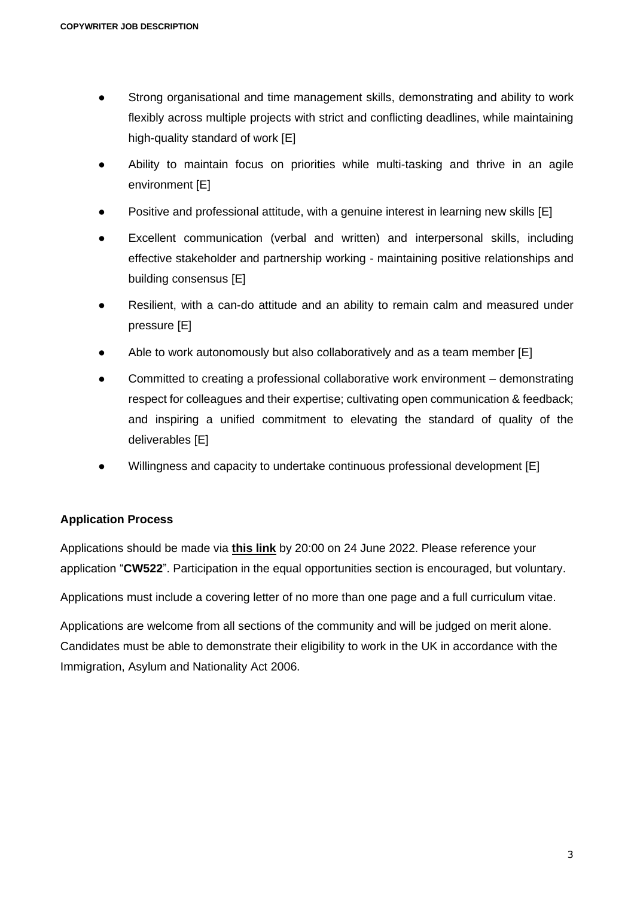- Strong organisational and time management skills, demonstrating and ability to work flexibly across multiple projects with strict and conflicting deadlines, while maintaining high-quality standard of work [E]
- Ability to maintain focus on priorities while multi-tasking and thrive in an agile environment [E]
- Positive and professional attitude, with a genuine interest in learning new skills [E]
- Excellent communication (verbal and written) and interpersonal skills, including effective stakeholder and partnership working - maintaining positive relationships and building consensus [E]
- Resilient, with a can-do attitude and an ability to remain calm and measured under pressure [E]
- Able to work autonomously but also collaboratively and as a team member [E]
- Committed to creating a professional collaborative work environment – demonstrating respect for colleagues and their expertise; cultivating open communication & feedback; and inspiring a unified commitment to elevating the standard of quality of the deliverables [E]
- Willingness and capacity to undertake continuous professional development [E]

**Application Process**

Applications should be made via **this link** by 20:00 on 24 June 2022. Please reference your application "**CW522**". Participation in the equal opportunities section is encouraged, but voluntary.

Applications must include a covering letter of no more than one page and a full curriculum vitae.

Applications are welcome from all sections of the community and will be judged on merit alone. Candidates must be able to demonstrate their eligibility to work in the UK in accordance with the Immigration, Asylum and Nationality Act 2006.